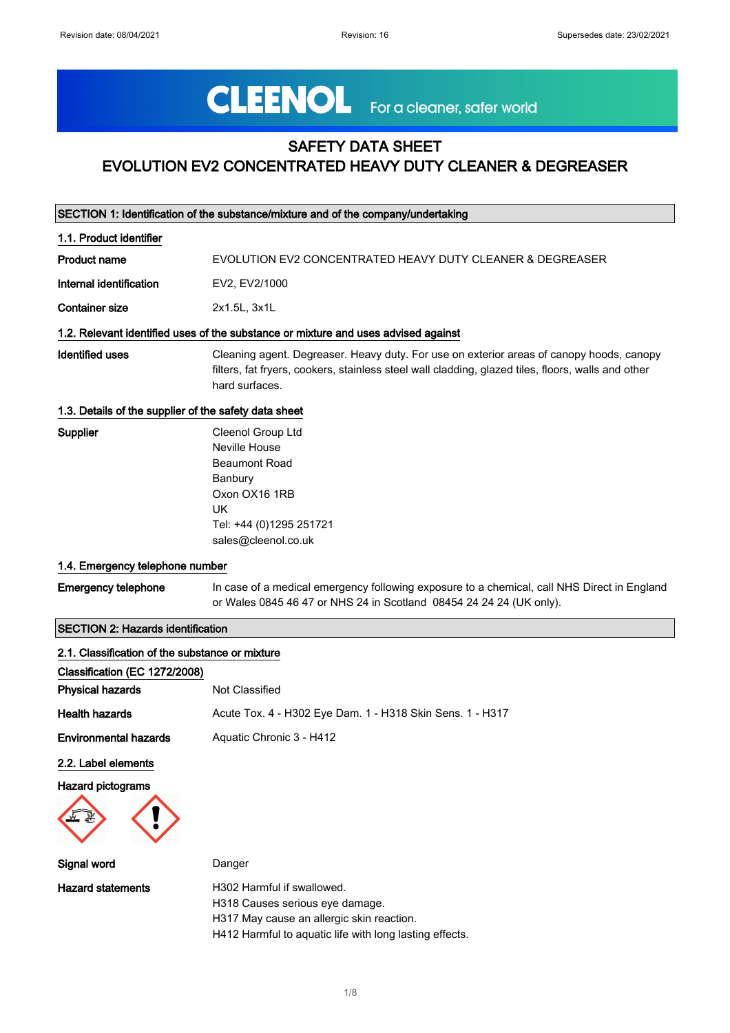# CLEENOL For a cleaner, safer world

## SAFETY DATA SHEET
## EVOLUTION EV2 CONCENTRATED HEAVY DUTY CLEANER & DEGREASER

### SECTION 1: Identification of the substance/mixture and of the company/undertaking

#### 1.1. Product identifier

**Product name** EVOLUTION EV2 CONCENTRATED HEAVY DUTY CLEANER & DEGREASER

**Internal identification** EV2, EV2/1000

**Container size** 2x1.5L, 3x1L

#### 1.2. Relevant identified uses of the substance or mixture and uses advised against

**Identified uses** Cleaning agent. Degreaser. Heavy duty. For use on exterior areas of canopy hoods, canopy filters, fat fryers, cookers, stainless steel wall cladding, glazed tiles, floors, walls and other hard surfaces.

#### 1.3. Details of the supplier of the safety data sheet

**Supplier**
Cleenol Group Ltd
Neville House
Beaumont Road
Banbury
Oxon OX16 1RB
UK
Tel: +44 (0)1295 251721
sales@cleenol.co.uk

#### 1.4. Emergency telephone number

**Emergency telephone** In case of a medical emergency following exposure to a chemical, call NHS Direct in England or Wales 0845 46 47 or NHS 24 in Scotland 08454 24 24 24 (UK only).

### SECTION 2: Hazards identification

#### 2.1. Classification of the substance or mixture

**Classification (EC 1272/2008)**

**Physical hazards** Not Classified

**Health hazards** Acute Tox. 4 - H302 Eye Dam. 1 - H318 Skin Sens. 1 - H317

**Environmental hazards** Aquatic Chronic 3 - H412

#### 2.2. Label elements

**Hazard pictograms**

**Signal word** Danger

**Hazard statements**
H302 Harmful if swallowed.
H318 Causes serious eye damage.
H317 May cause an allergic skin reaction.
H412 Harmful to aquatic life with long lasting effects.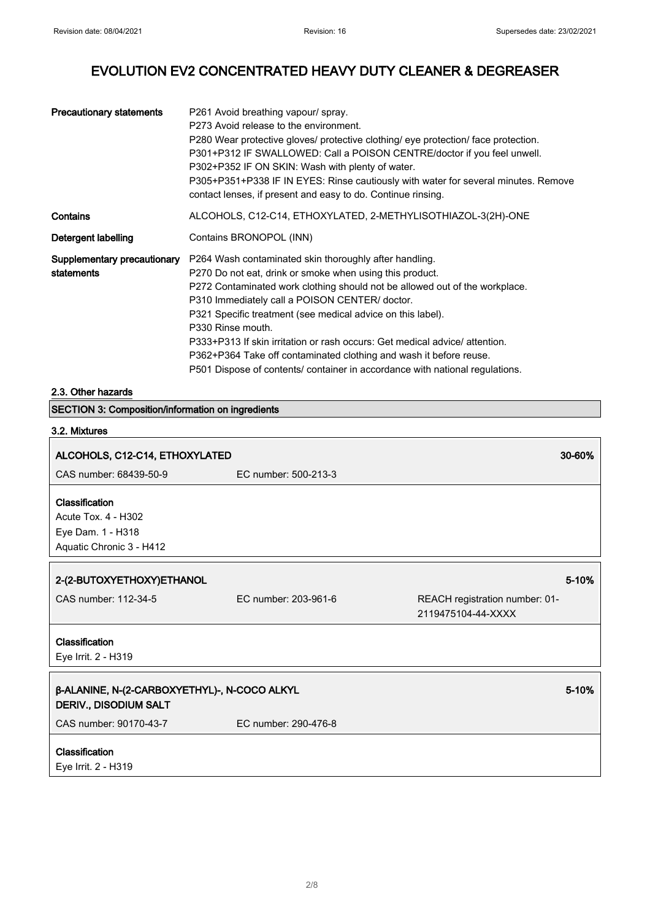| | |
|---|---|
| **Precautionary statements** | P261 Avoid breathing vapour/ spray.<br>P273 Avoid release to the environment.<br>P280 Wear protective gloves/ protective clothing/ eye protection/ face protection.<br>P301+P312 IF SWALLOWED: Call a POISON CENTRE/doctor if you feel unwell.<br>P302+P352 IF ON SKIN: Wash with plenty of water.<br>P305+P351+P338 IF IN EYES: Rinse cautiously with water for several minutes. Remove contact lenses, if present and easy to do. Continue rinsing. |
| **Contains** | ALCOHOLS, C12-C14, ETHOXYLATED, 2-METHYLISOTHIAZOL-3(2H)-ONE |
| **Detergent labelling** | Contains BRONOPOL (INN) |
| **Supplementary precautionary statements** | P264 Wash contaminated skin thoroughly after handling.<br>P270 Do not eat, drink or smoke when using this product.<br>P272 Contaminated work clothing should not be allowed out of the workplace.<br>P310 Immediately call a POISON CENTER/ doctor.<br>P321 Specific treatment (see medical advice on this label).<br>P330 Rinse mouth.<br>P333+P313 If skin irritation or rash occurs: Get medical advice/ attention.<br>P362+P364 Take off contaminated clothing and wash it before reuse.<br>P501 Dispose of contents/ container in accordance with national regulations. |

### 2.3. Other hazards

## SECTION 3: Composition/information on ingredients

### 3.2. Mixtures

**ALCOHOLS, C12-C14, ETHOXYLATED** — 30-60%

CAS number: 68439-50-9 EC number: 500-213-3

**Classification**
Acute Tox. 4 - H302
Eye Dam. 1 - H318
Aquatic Chronic 3 - H412

**2-(2-BUTOXYETHOXY)ETHANOL** — 5-10%

CAS number: 112-34-5 EC number: 203-961-6 REACH registration number: 01-2119475104-44-XXXX

**Classification**
Eye Irrit. 2 - H319

**β-ALANINE, N-(2-CARBOXYETHYL)-, N-COCO ALKYL DERIV., DISODIUM SALT** — 5-10%

CAS number: 90170-43-7 EC number: 290-476-8

**Classification**
Eye Irrit. 2 - H319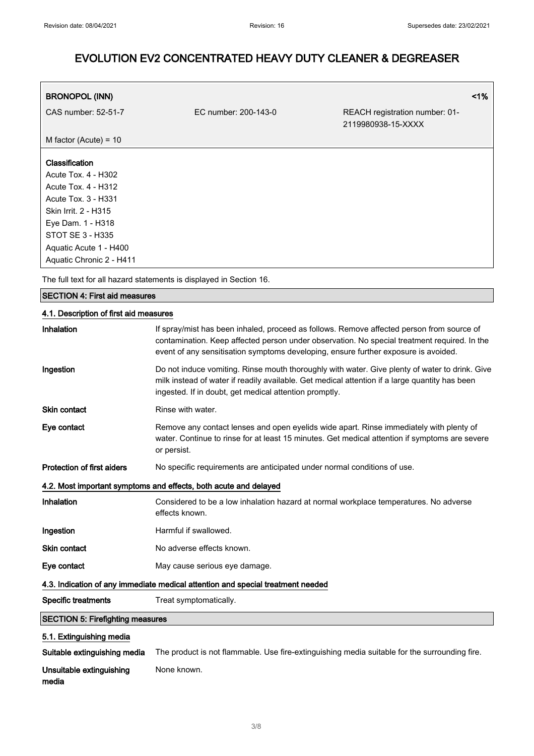| **BRONOPOL (INN)** | | **<1%** |
|---|---|---|
| CAS number: 52-51-7 | EC number: 200-143-0 | REACH registration number: 01-2119980938-15-XXXX |
| M factor (Acute) = 10 | | |

**Classification**
Acute Tox. 4 - H302
Acute Tox. 4 - H312
Acute Tox. 3 - H331
Skin Irrit. 2 - H315
Eye Dam. 1 - H318
STOT SE 3 - H335
Aquatic Acute 1 - H400
Aquatic Chronic 2 - H411

The full text for all hazard statements is displayed in Section 16.

## SECTION 4: First aid measures

### 4.1. Description of first aid measures

**Inhalation**
If spray/mist has been inhaled, proceed as follows. Remove affected person from source of contamination. Keep affected person under observation. No special treatment required. In the event of any sensitisation symptoms developing, ensure further exposure is avoided.

**Ingestion**
Do not induce vomiting. Rinse mouth thoroughly with water. Give plenty of water to drink. Give milk instead of water if readily available. Get medical attention if a large quantity has been ingested. If in doubt, get medical attention promptly.

**Skin contact**
Rinse with water.

**Eye contact**
Remove any contact lenses and open eyelids wide apart. Rinse immediately with plenty of water. Continue to rinse for at least 15 minutes. Get medical attention if symptoms are severe or persist.

**Protection of first aiders**
No specific requirements are anticipated under normal conditions of use.

### 4.2. Most important symptoms and effects, both acute and delayed

**Inhalation**
Considered to be a low inhalation hazard at normal workplace temperatures. No adverse effects known.

**Ingestion**
Harmful if swallowed.

**Skin contact**
No adverse effects known.

**Eye contact**
May cause serious eye damage.

### 4.3. Indication of any immediate medical attention and special treatment needed

**Specific treatments**
Treat symptomatically.

## SECTION 5: Firefighting measures

### 5.1. Extinguishing media

**Suitable extinguishing media**
The product is not flammable. Use fire-extinguishing media suitable for the surrounding fire.

**Unsuitable extinguishing media**
None known.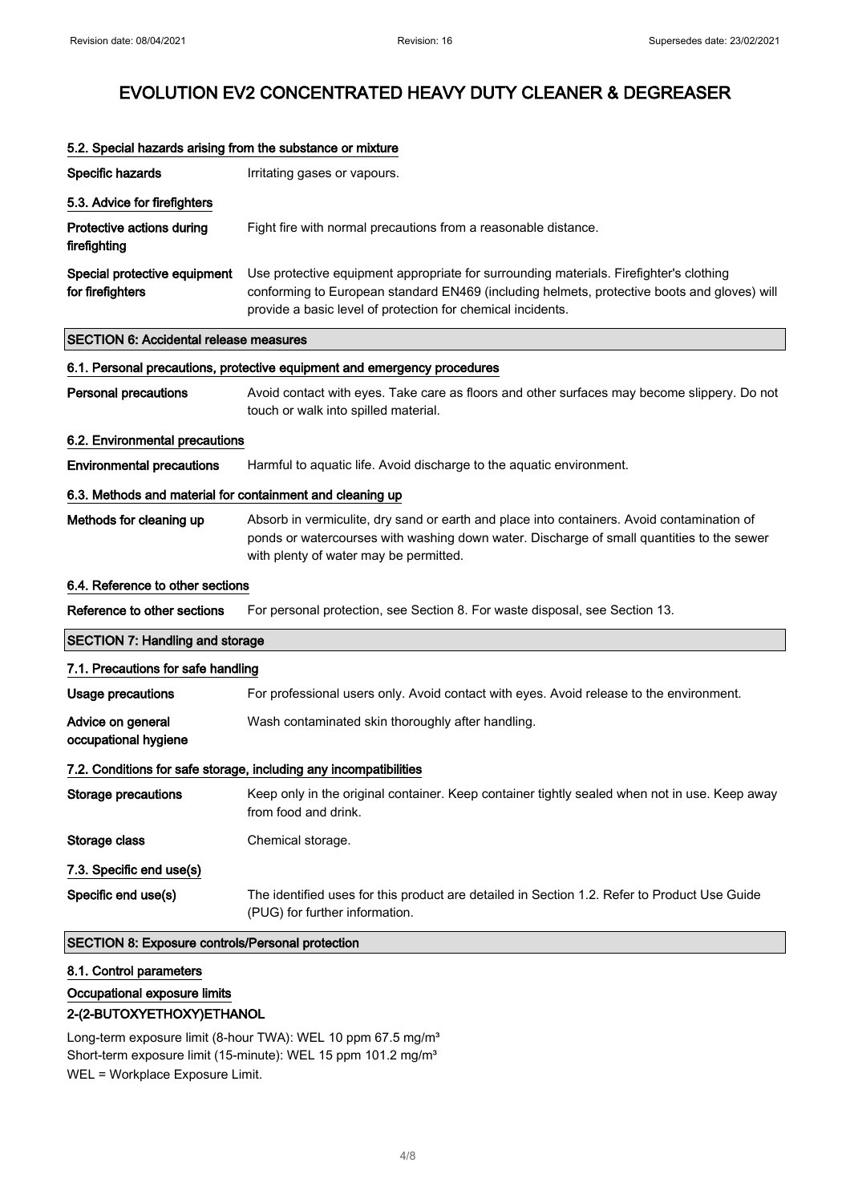### 5.2. Special hazards arising from the substance or mixture

**Specific hazards** Irritating gases or vapours.

### 5.3. Advice for firefighters

**Protective actions during firefighting** Fight fire with normal precautions from a reasonable distance.

**Special protective equipment for firefighters** Use protective equipment appropriate for surrounding materials. Firefighter's clothing conforming to European standard EN469 (including helmets, protective boots and gloves) will provide a basic level of protection for chemical incidents.

## SECTION 6: Accidental release measures

### 6.1. Personal precautions, protective equipment and emergency procedures

**Personal precautions** Avoid contact with eyes. Take care as floors and other surfaces may become slippery. Do not touch or walk into spilled material.

### 6.2. Environmental precautions

**Environmental precautions** Harmful to aquatic life. Avoid discharge to the aquatic environment.

### 6.3. Methods and material for containment and cleaning up

**Methods for cleaning up** Absorb in vermiculite, dry sand or earth and place into containers. Avoid contamination of ponds or watercourses with washing down water. Discharge of small quantities to the sewer with plenty of water may be permitted.

### 6.4. Reference to other sections

**Reference to other sections** For personal protection, see Section 8. For waste disposal, see Section 13.

## SECTION 7: Handling and storage

### 7.1. Precautions for safe handling

**Usage precautions** For professional users only. Avoid contact with eyes. Avoid release to the environment.

**Advice on general occupational hygiene** Wash contaminated skin thoroughly after handling.

### 7.2. Conditions for safe storage, including any incompatibilities

**Storage precautions** Keep only in the original container. Keep container tightly sealed when not in use. Keep away from food and drink.

**Storage class** Chemical storage.

### 7.3. Specific end use(s)

**Specific end use(s)** The identified uses for this product are detailed in Section 1.2. Refer to Product Use Guide (PUG) for further information.

## SECTION 8: Exposure controls/Personal protection

### 8.1. Control parameters

**Occupational exposure limits**

**2-(2-BUTOXYETHOXY)ETHANOL**

Long-term exposure limit (8-hour TWA): WEL 10 ppm 67.5 mg/m³
Short-term exposure limit (15-minute): WEL 15 ppm 101.2 mg/m³
WEL = Workplace Exposure Limit.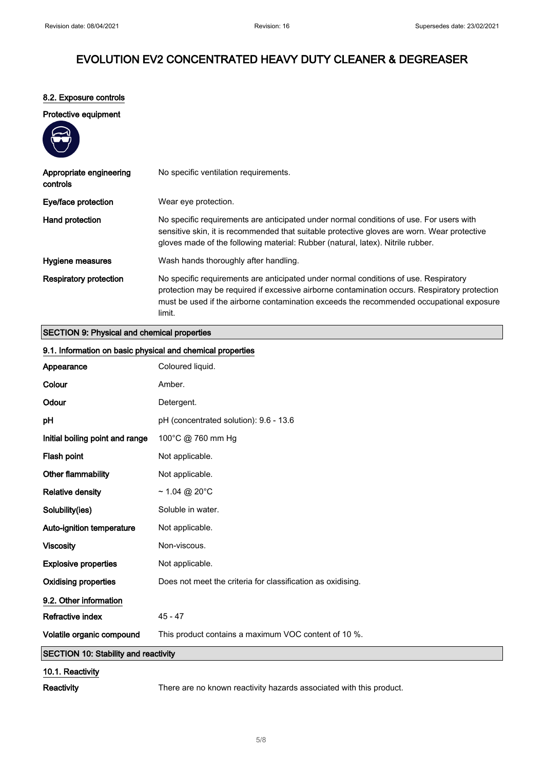# EVOLUTION EV2 CONCENTRATED HEAVY DUTY CLEANER & DEGREASER

### 8.2. Exposure controls

**Protective equipment**

| | |
|---|---|
| **Appropriate engineering controls** | No specific ventilation requirements. |
| **Eye/face protection** | Wear eye protection. |
| **Hand protection** | No specific requirements are anticipated under normal conditions of use. For users with sensitive skin, it is recommended that suitable protective gloves are worn. Wear protective gloves made of the following material: Rubber (natural, latex). Nitrile rubber. |
| **Hygiene measures** | Wash hands thoroughly after handling. |
| **Respiratory protection** | No specific requirements are anticipated under normal conditions of use. Respiratory protection may be required if excessive airborne contamination occurs. Respiratory protection must be used if the airborne contamination exceeds the recommended occupational exposure limit. |

## SECTION 9: Physical and chemical properties

### 9.1. Information on basic physical and chemical properties

| | |
|---|---|
| **Appearance** | Coloured liquid. |
| **Colour** | Amber. |
| **Odour** | Detergent. |
| **pH** | pH (concentrated solution): 9.6 - 13.6 |
| **Initial boiling point and range** | 100°C @ 760 mm Hg |
| **Flash point** | Not applicable. |
| **Other flammability** | Not applicable. |
| **Relative density** | ~ 1.04 @ 20°C |
| **Solubility(ies)** | Soluble in water. |
| **Auto-ignition temperature** | Not applicable. |
| **Viscosity** | Non-viscous. |
| **Explosive properties** | Not applicable. |
| **Oxidising properties** | Does not meet the criteria for classification as oxidising. |

### 9.2. Other information

| | |
|---|---|
| **Refractive index** | 45 - 47 |
| **Volatile organic compound** | This product contains a maximum VOC content of 10 %. |

## SECTION 10: Stability and reactivity

### 10.1. Reactivity

| | |
|---|---|
| **Reactivity** | There are no known reactivity hazards associated with this product. |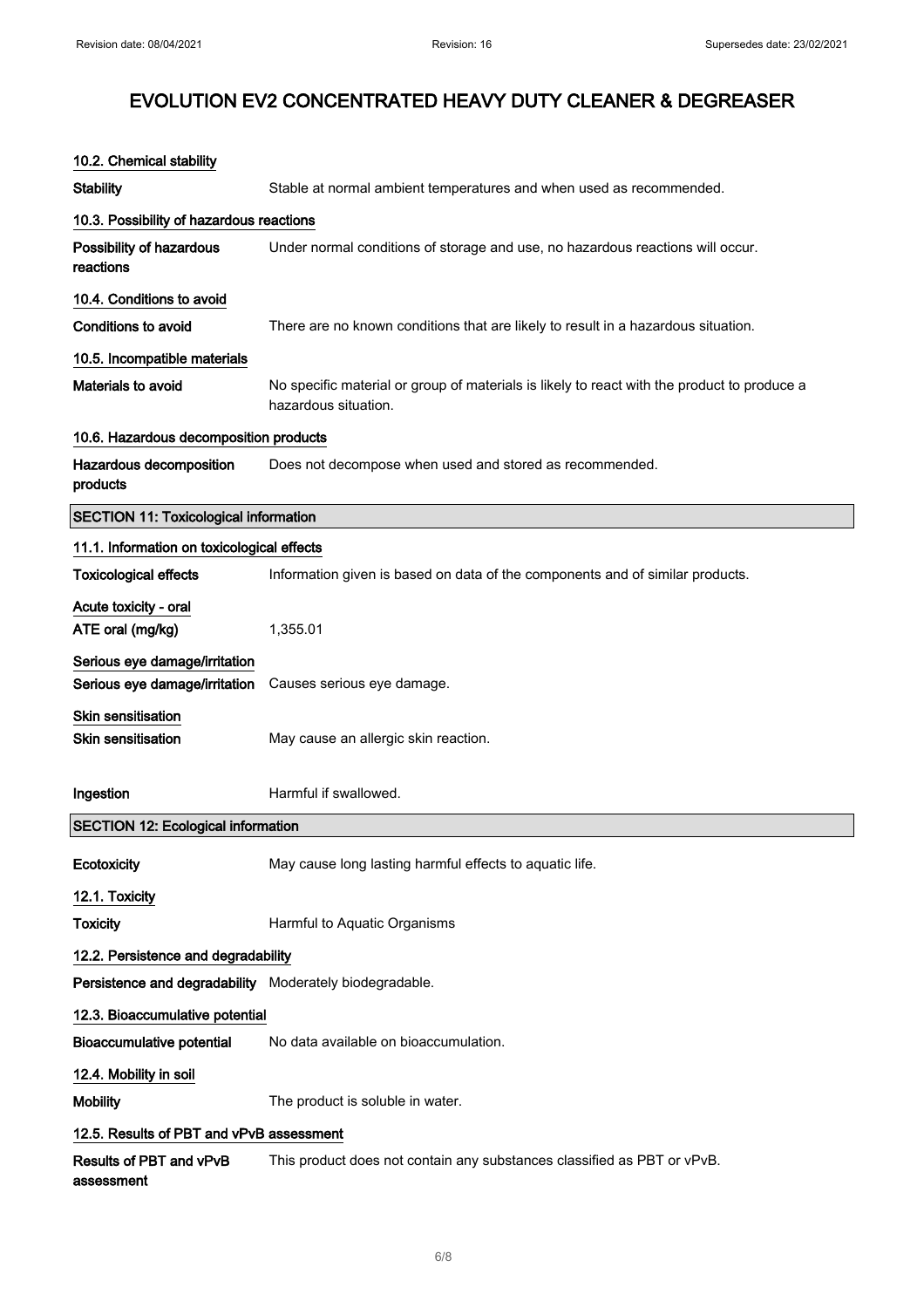### 10.2. Chemical stability

**Stability** Stable at normal ambient temperatures and when used as recommended.

### 10.3. Possibility of hazardous reactions

**Possibility of hazardous reactions** Under normal conditions of storage and use, no hazardous reactions will occur.

### 10.4. Conditions to avoid

**Conditions to avoid** There are no known conditions that are likely to result in a hazardous situation.

### 10.5. Incompatible materials

**Materials to avoid** No specific material or group of materials is likely to react with the product to produce a hazardous situation.

### 10.6. Hazardous decomposition products

**Hazardous decomposition products** Does not decompose when used and stored as recommended.

## SECTION 11: Toxicological information

### 11.1. Information on toxicological effects

**Toxicological effects** Information given is based on data of the components and of similar products.

**Acute toxicity - oral**

**ATE oral (mg/kg)** 1,355.01

**Serious eye damage/irritation**

**Serious eye damage/irritation** Causes serious eye damage.

**Skin sensitisation**

**Skin sensitisation** May cause an allergic skin reaction.

**Ingestion** Harmful if swallowed.

## SECTION 12: Ecological information

**Ecotoxicity** May cause long lasting harmful effects to aquatic life.

### 12.1. Toxicity

**Toxicity** Harmful to Aquatic Organisms

### 12.2. Persistence and degradability

**Persistence and degradability** Moderately biodegradable.

### 12.3. Bioaccumulative potential

**Bioaccumulative potential** No data available on bioaccumulation.

### 12.4. Mobility in soil

**Mobility** The product is soluble in water.

### 12.5. Results of PBT and vPvB assessment

**Results of PBT and vPvB assessment** This product does not contain any substances classified as PBT or vPvB.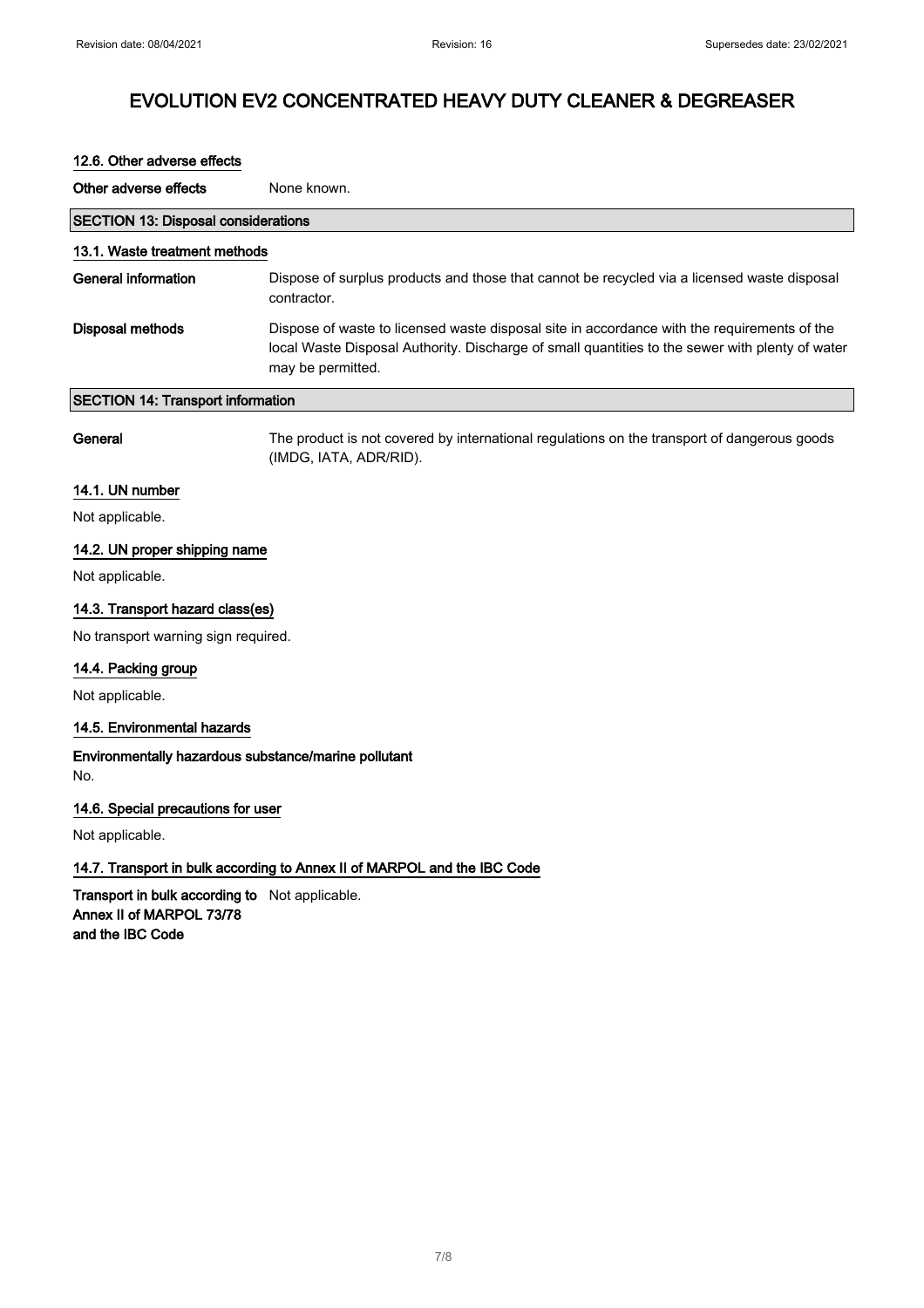### 12.6. Other adverse effects

**Other adverse effects** None known.

## SECTION 13: Disposal considerations

### 13.1. Waste treatment methods

**General information** Dispose of surplus products and those that cannot be recycled via a licensed waste disposal contractor.

**Disposal methods** Dispose of waste to licensed waste disposal site in accordance with the requirements of the local Waste Disposal Authority. Discharge of small quantities to the sewer with plenty of water may be permitted.

## SECTION 14: Transport information

**General** The product is not covered by international regulations on the transport of dangerous goods (IMDG, IATA, ADR/RID).

### 14.1. UN number

Not applicable.

### 14.2. UN proper shipping name

Not applicable.

### 14.3. Transport hazard class(es)

No transport warning sign required.

### 14.4. Packing group

Not applicable.

### 14.5. Environmental hazards

**Environmentally hazardous substance/marine pollutant**

No.

### 14.6. Special precautions for user

Not applicable.

### 14.7. Transport in bulk according to Annex II of MARPOL and the IBC Code

**Transport in bulk according to Annex II of MARPOL 73/78 and the IBC Code** Not applicable.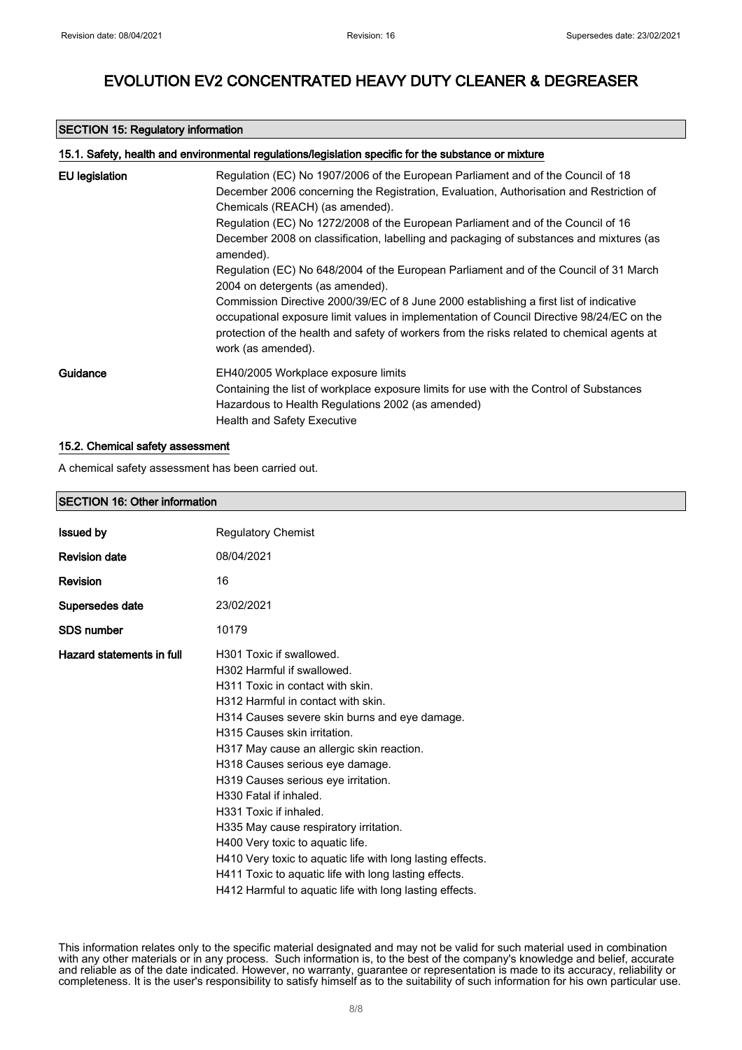## SECTION 15: Regulatory information

### 15.1. Safety, health and environmental regulations/legislation specific for the substance or mixture

| | |
|---|---|
| **EU legislation** | Regulation (EC) No 1907/2006 of the European Parliament and of the Council of 18 December 2006 concerning the Registration, Evaluation, Authorisation and Restriction of Chemicals (REACH) (as amended).<br>Regulation (EC) No 1272/2008 of the European Parliament and of the Council of 16 December 2008 on classification, labelling and packaging of substances and mixtures (as amended).<br>Regulation (EC) No 648/2004 of the European Parliament and of the Council of 31 March 2004 on detergents (as amended).<br>Commission Directive 2000/39/EC of 8 June 2000 establishing a first list of indicative occupational exposure limit values in implementation of Council Directive 98/24/EC on the protection of the health and safety of workers from the risks related to chemical agents at work (as amended). |
| **Guidance** | EH40/2005 Workplace exposure limits<br>Containing the list of workplace exposure limits for use with the Control of Substances Hazardous to Health Regulations 2002 (as amended)<br>Health and Safety Executive |

### 15.2. Chemical safety assessment

A chemical safety assessment has been carried out.

## SECTION 16: Other information

| | |
|---|---|
| **Issued by** | Regulatory Chemist |
| **Revision date** | 08/04/2021 |
| **Revision** | 16 |
| **Supersedes date** | 23/02/2021 |
| **SDS number** | 10179 |
| **Hazard statements in full** | H301 Toxic if swallowed.<br>H302 Harmful if swallowed.<br>H311 Toxic in contact with skin.<br>H312 Harmful in contact with skin.<br>H314 Causes severe skin burns and eye damage.<br>H315 Causes skin irritation.<br>H317 May cause an allergic skin reaction.<br>H318 Causes serious eye damage.<br>H319 Causes serious eye irritation.<br>H330 Fatal if inhaled.<br>H331 Toxic if inhaled.<br>H335 May cause respiratory irritation.<br>H400 Very toxic to aquatic life.<br>H410 Very toxic to aquatic life with long lasting effects.<br>H411 Toxic to aquatic life with long lasting effects.<br>H412 Harmful to aquatic life with long lasting effects. |

This information relates only to the specific material designated and may not be valid for such material used in combination with any other materials or in any process. Such information is, to the best of the company's knowledge and belief, accurate and reliable as of the date indicated. However, no warranty, guarantee or representation is made to its accuracy, reliability or completeness. It is the user's responsibility to satisfy himself as to the suitability of such information for his own particular use.